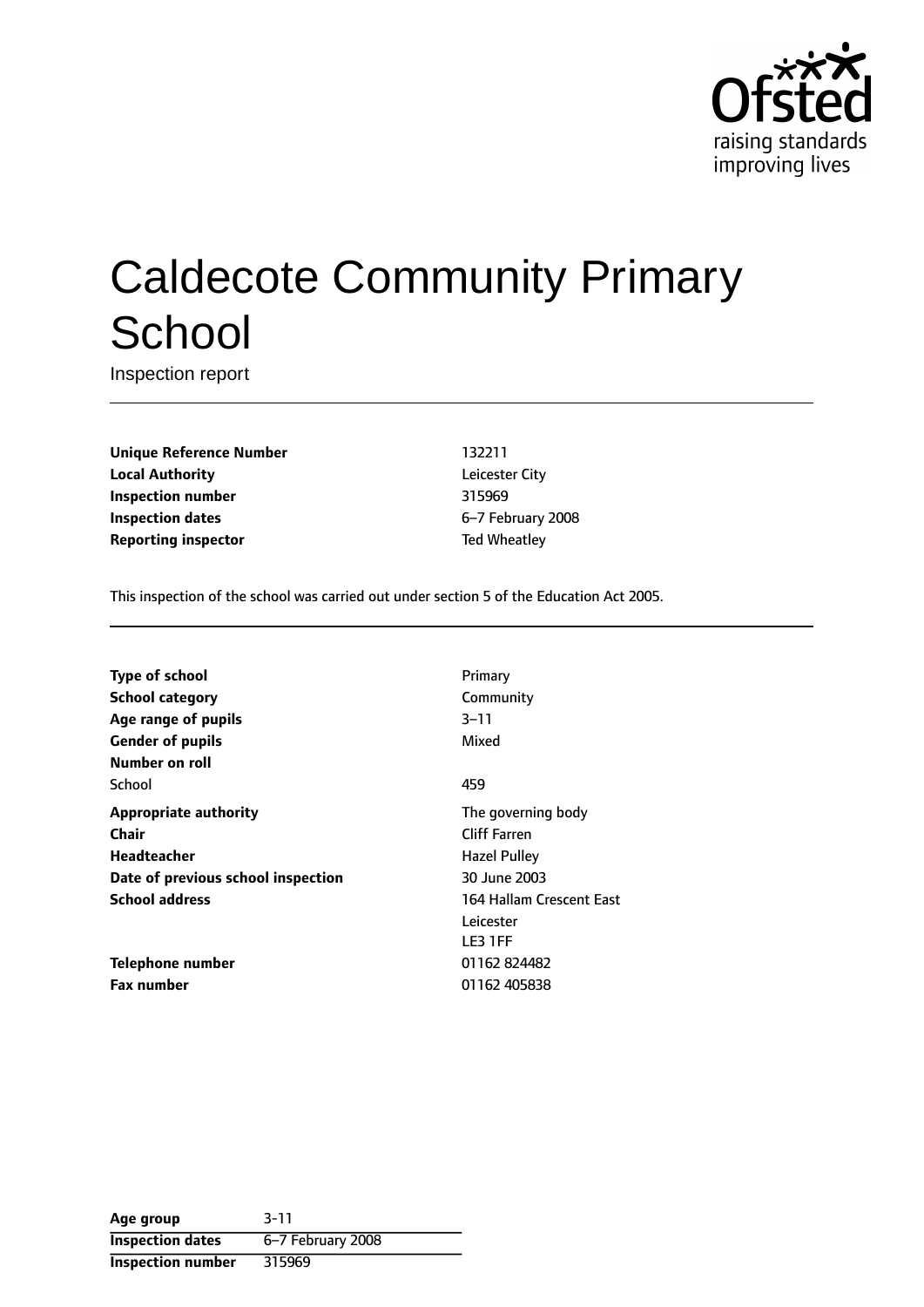Ofsted
raising standards
improving lives

# Caldecote Community Primary School

Inspection report

| | |
|---|---|
| **Unique Reference Number** | 132211 |
| **Local Authority** | Leicester City |
| **Inspection number** | 315969 |
| **Inspection dates** | 6–7 February 2008 |
| **Reporting inspector** | Ted Wheatley |

This inspection of the school was carried out under section 5 of the Education Act 2005.

| | |
|---|---|
| **Type of school** | Primary |
| **School category** | Community |
| **Age range of pupils** | 3–11 |
| **Gender of pupils** | Mixed |
| **Number on roll** | |
| School | 459 |
| **Appropriate authority** | The governing body |
| **Chair** | Cliff Farren |
| **Headteacher** | Hazel Pulley |
| **Date of previous school inspection** | 30 June 2003 |
| **School address** | 164 Hallam Crescent East<br>Leicester<br>LE3 1FF |
| **Telephone number** | 01162 824482 |
| **Fax number** | 01162 405838 |

| | |
|---|---|
| **Age group** | 3-11 |
| **Inspection dates** | 6–7 February 2008 |
| **Inspection number** | 315969 |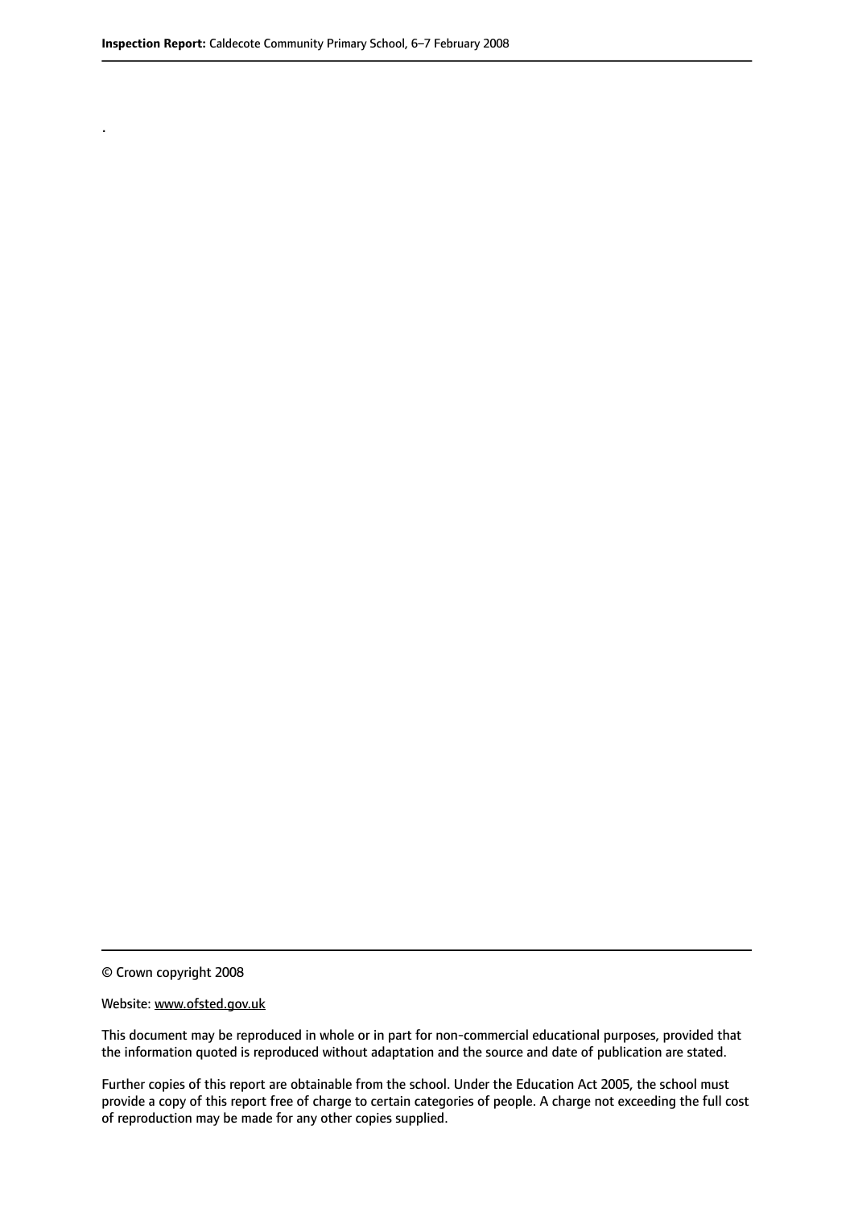.

© Crown copyright 2008

Website: www.ofsted.gov.uk

This document may be reproduced in whole or in part for non-commercial educational purposes, provided that the information quoted is reproduced without adaptation and the source and date of publication are stated.

Further copies of this report are obtainable from the school. Under the Education Act 2005, the school must provide a copy of this report free of charge to certain categories of people. A charge not exceeding the full cost of reproduction may be made for any other copies supplied.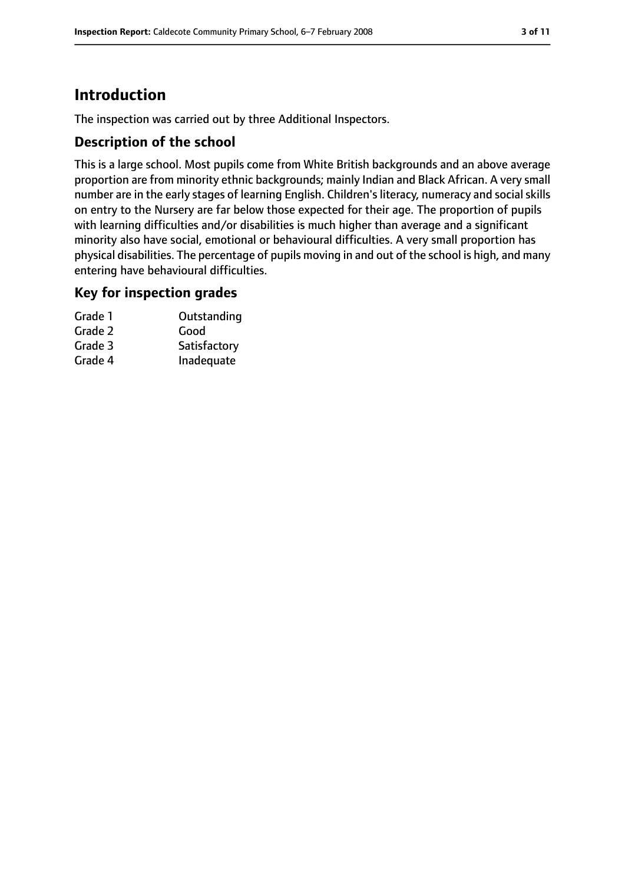# Introduction

The inspection was carried out by three Additional Inspectors.

## Description of the school

This is a large school. Most pupils come from White British backgrounds and an above average proportion are from minority ethnic backgrounds; mainly Indian and Black African. A very small number are in the early stages of learning English. Children's literacy, numeracy and social skills on entry to the Nursery are far below those expected for their age. The proportion of pupils with learning difficulties and/or disabilities is much higher than average and a significant minority also have social, emotional or behavioural difficulties. A very small proportion has physical disabilities. The percentage of pupils moving in and out of the school is high, and many entering have behavioural difficulties.

## Key for inspection grades

| | |
|---|---|
| Grade 1 | Outstanding |
| Grade 2 | Good |
| Grade 3 | Satisfactory |
| Grade 4 | Inadequate |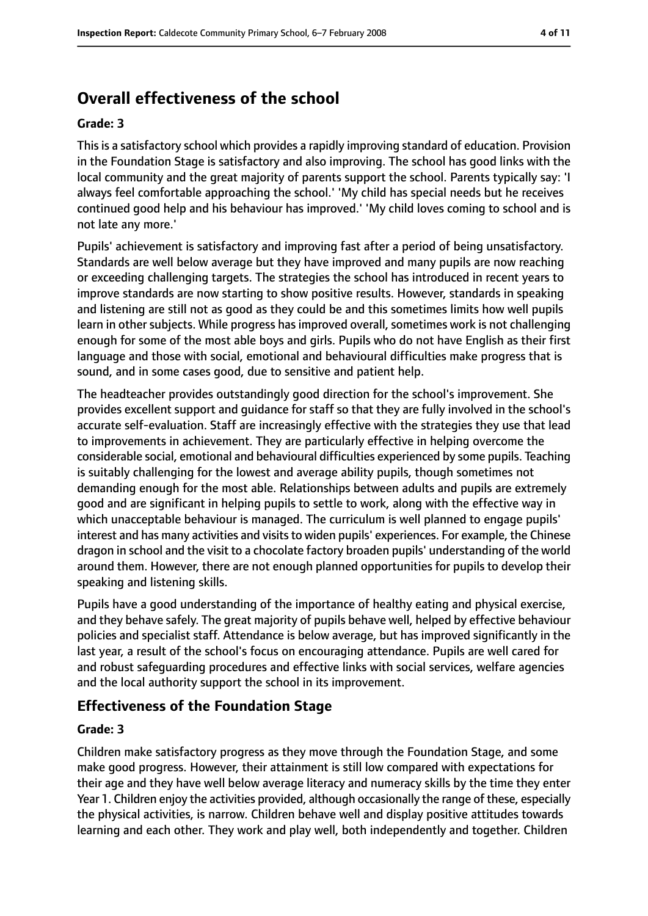# Overall effectiveness of the school

**Grade: 3**

This is a satisfactory school which provides a rapidly improving standard of education. Provision in the Foundation Stage is satisfactory and also improving. The school has good links with the local community and the great majority of parents support the school. Parents typically say: 'I always feel comfortable approaching the school.' 'My child has special needs but he receives continued good help and his behaviour has improved.' 'My child loves coming to school and is not late any more.'

Pupils' achievement is satisfactory and improving fast after a period of being unsatisfactory. Standards are well below average but they have improved and many pupils are now reaching or exceeding challenging targets. The strategies the school has introduced in recent years to improve standards are now starting to show positive results. However, standards in speaking and listening are still not as good as they could be and this sometimes limits how well pupils learn in other subjects. While progress has improved overall, sometimes work is not challenging enough for some of the most able boys and girls. Pupils who do not have English as their first language and those with social, emotional and behavioural difficulties make progress that is sound, and in some cases good, due to sensitive and patient help.

The headteacher provides outstandingly good direction for the school's improvement. She provides excellent support and guidance for staff so that they are fully involved in the school's accurate self-evaluation. Staff are increasingly effective with the strategies they use that lead to improvements in achievement. They are particularly effective in helping overcome the considerable social, emotional and behavioural difficulties experienced by some pupils. Teaching is suitably challenging for the lowest and average ability pupils, though sometimes not demanding enough for the most able. Relationships between adults and pupils are extremely good and are significant in helping pupils to settle to work, along with the effective way in which unacceptable behaviour is managed. The curriculum is well planned to engage pupils' interest and has many activities and visits to widen pupils' experiences. For example, the Chinese dragon in school and the visit to a chocolate factory broaden pupils' understanding of the world around them. However, there are not enough planned opportunities for pupils to develop their speaking and listening skills.

Pupils have a good understanding of the importance of healthy eating and physical exercise, and they behave safely. The great majority of pupils behave well, helped by effective behaviour policies and specialist staff. Attendance is below average, but has improved significantly in the last year, a result of the school's focus on encouraging attendance. Pupils are well cared for and robust safeguarding procedures and effective links with social services, welfare agencies and the local authority support the school in its improvement.

## Effectiveness of the Foundation Stage

**Grade: 3**

Children make satisfactory progress as they move through the Foundation Stage, and some make good progress. However, their attainment is still low compared with expectations for their age and they have well below average literacy and numeracy skills by the time they enter Year 1. Children enjoy the activities provided, although occasionally the range of these, especially the physical activities, is narrow. Children behave well and display positive attitudes towards learning and each other. They work and play well, both independently and together. Children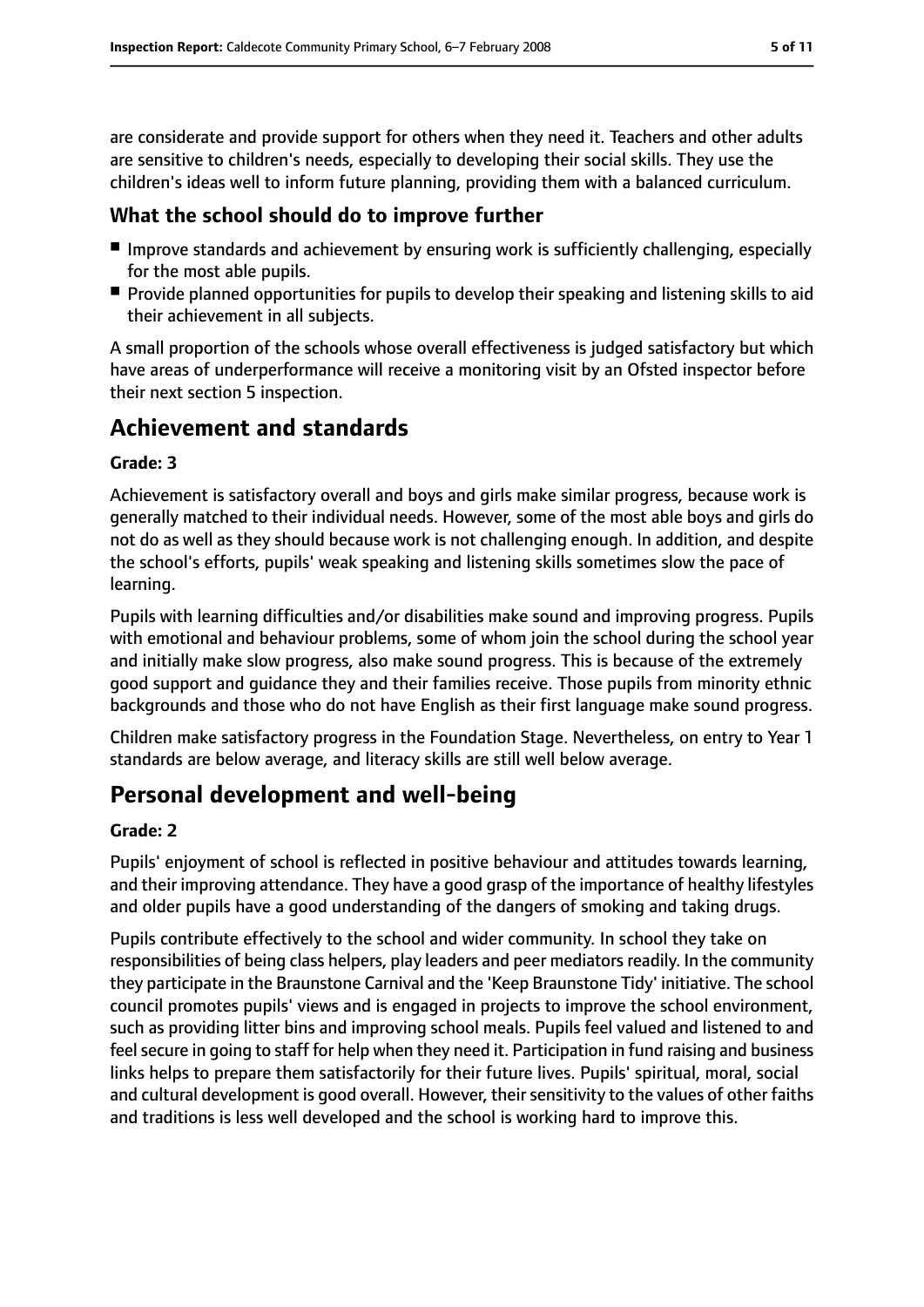are considerate and provide support for others when they need it. Teachers and other adults are sensitive to children's needs, especially to developing their social skills. They use the children's ideas well to inform future planning, providing them with a balanced curriculum.

### What the school should do to improve further

- Improve standards and achievement by ensuring work is sufficiently challenging, especially for the most able pupils.
- Provide planned opportunities for pupils to develop their speaking and listening skills to aid their achievement in all subjects.

A small proportion of the schools whose overall effectiveness is judged satisfactory but which have areas of underperformance will receive a monitoring visit by an Ofsted inspector before their next section 5 inspection.

## Achievement and standards

#### Grade: 3

Achievement is satisfactory overall and boys and girls make similar progress, because work is generally matched to their individual needs. However, some of the most able boys and girls do not do as well as they should because work is not challenging enough. In addition, and despite the school's efforts, pupils' weak speaking and listening skills sometimes slow the pace of learning.

Pupils with learning difficulties and/or disabilities make sound and improving progress. Pupils with emotional and behaviour problems, some of whom join the school during the school year and initially make slow progress, also make sound progress. This is because of the extremely good support and guidance they and their families receive. Those pupils from minority ethnic backgrounds and those who do not have English as their first language make sound progress.

Children make satisfactory progress in the Foundation Stage. Nevertheless, on entry to Year 1 standards are below average, and literacy skills are still well below average.

## Personal development and well-being

#### Grade: 2

Pupils' enjoyment of school is reflected in positive behaviour and attitudes towards learning, and their improving attendance. They have a good grasp of the importance of healthy lifestyles and older pupils have a good understanding of the dangers of smoking and taking drugs.

Pupils contribute effectively to the school and wider community. In school they take on responsibilities of being class helpers, play leaders and peer mediators readily. In the community they participate in the Braunstone Carnival and the 'Keep Braunstone Tidy' initiative. The school council promotes pupils' views and is engaged in projects to improve the school environment, such as providing litter bins and improving school meals. Pupils feel valued and listened to and feel secure in going to staff for help when they need it. Participation in fund raising and business links helps to prepare them satisfactorily for their future lives. Pupils' spiritual, moral, social and cultural development is good overall. However, their sensitivity to the values of other faiths and traditions is less well developed and the school is working hard to improve this.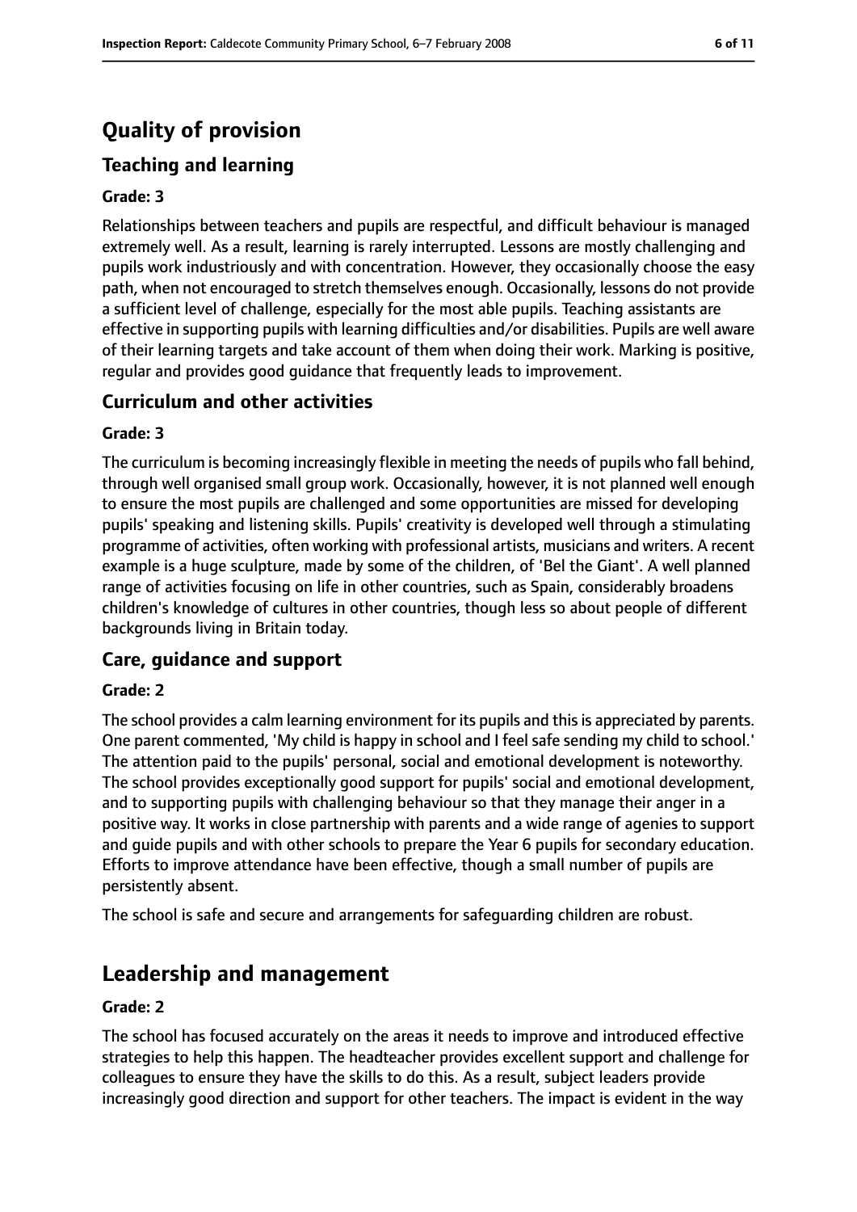# Quality of provision

## Teaching and learning

**Grade: 3**

Relationships between teachers and pupils are respectful, and difficult behaviour is managed extremely well. As a result, learning is rarely interrupted. Lessons are mostly challenging and pupils work industriously and with concentration. However, they occasionally choose the easy path, when not encouraged to stretch themselves enough. Occasionally, lessons do not provide a sufficient level of challenge, especially for the most able pupils. Teaching assistants are effective in supporting pupils with learning difficulties and/or disabilities. Pupils are well aware of their learning targets and take account of them when doing their work. Marking is positive, regular and provides good guidance that frequently leads to improvement.

## Curriculum and other activities

**Grade: 3**

The curriculum is becoming increasingly flexible in meeting the needs of pupils who fall behind, through well organised small group work. Occasionally, however, it is not planned well enough to ensure the most pupils are challenged and some opportunities are missed for developing pupils' speaking and listening skills. Pupils' creativity is developed well through a stimulating programme of activities, often working with professional artists, musicians and writers. A recent example is a huge sculpture, made by some of the children, of 'Bel the Giant'. A well planned range of activities focusing on life in other countries, such as Spain, considerably broadens children's knowledge of cultures in other countries, though less so about people of different backgrounds living in Britain today.

## Care, guidance and support

**Grade: 2**

The school provides a calm learning environment for its pupils and this is appreciated by parents. One parent commented, 'My child is happy in school and I feel safe sending my child to school.' The attention paid to the pupils' personal, social and emotional development is noteworthy. The school provides exceptionally good support for pupils' social and emotional development, and to supporting pupils with challenging behaviour so that they manage their anger in a positive way. It works in close partnership with parents and a wide range of agenies to support and guide pupils and with other schools to prepare the Year 6 pupils for secondary education. Efforts to improve attendance have been effective, though a small number of pupils are persistently absent.

The school is safe and secure and arrangements for safeguarding children are robust.

# Leadership and management

**Grade: 2**

The school has focused accurately on the areas it needs to improve and introduced effective strategies to help this happen. The headteacher provides excellent support and challenge for colleagues to ensure they have the skills to do this. As a result, subject leaders provide increasingly good direction and support for other teachers. The impact is evident in the way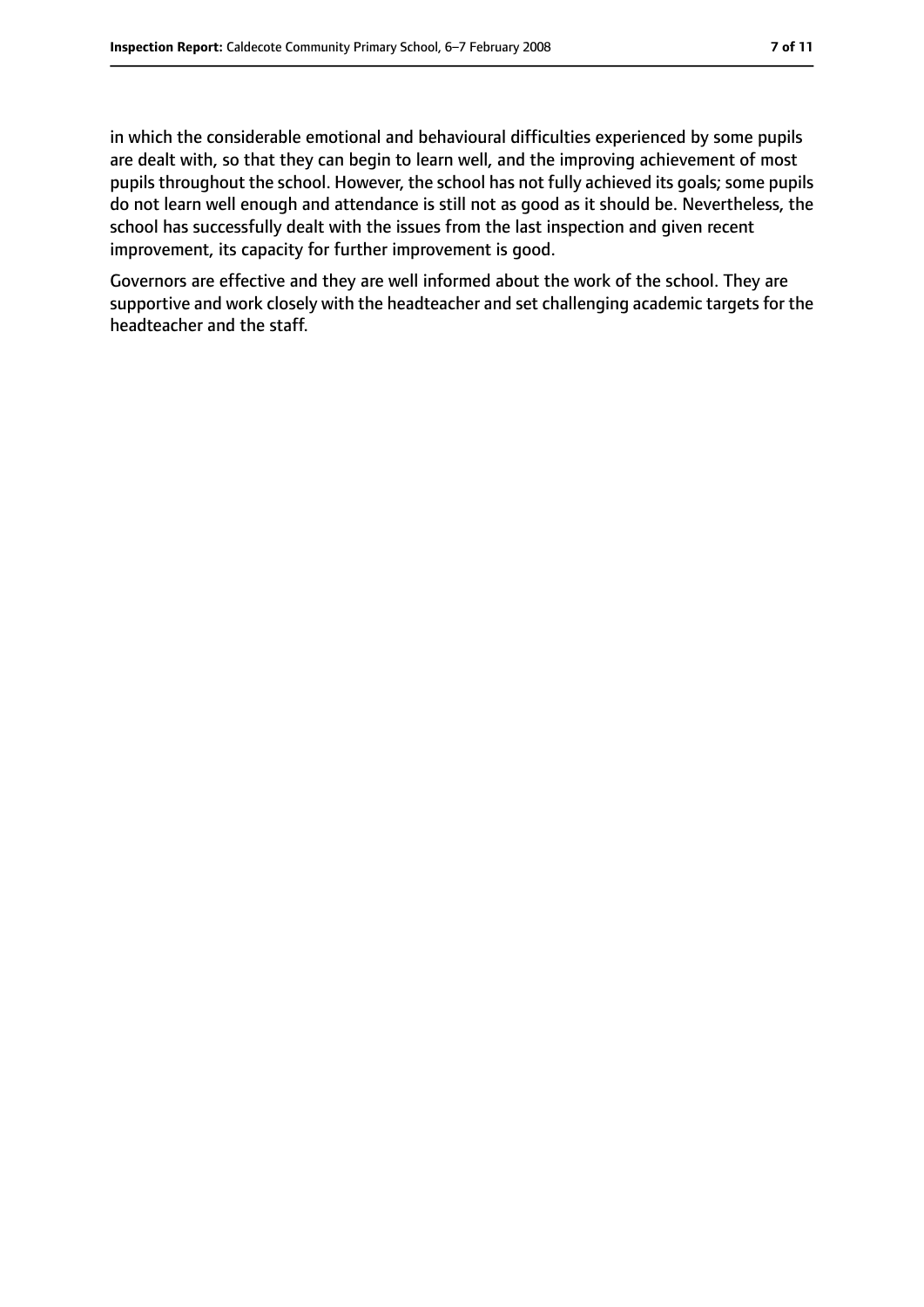in which the considerable emotional and behavioural difficulties experienced by some pupils are dealt with, so that they can begin to learn well, and the improving achievement of most pupils throughout the school. However, the school has not fully achieved its goals; some pupils do not learn well enough and attendance is still not as good as it should be. Nevertheless, the school has successfully dealt with the issues from the last inspection and given recent improvement, its capacity for further improvement is good.

Governors are effective and they are well informed about the work of the school. They are supportive and work closely with the headteacher and set challenging academic targets for the headteacher and the staff.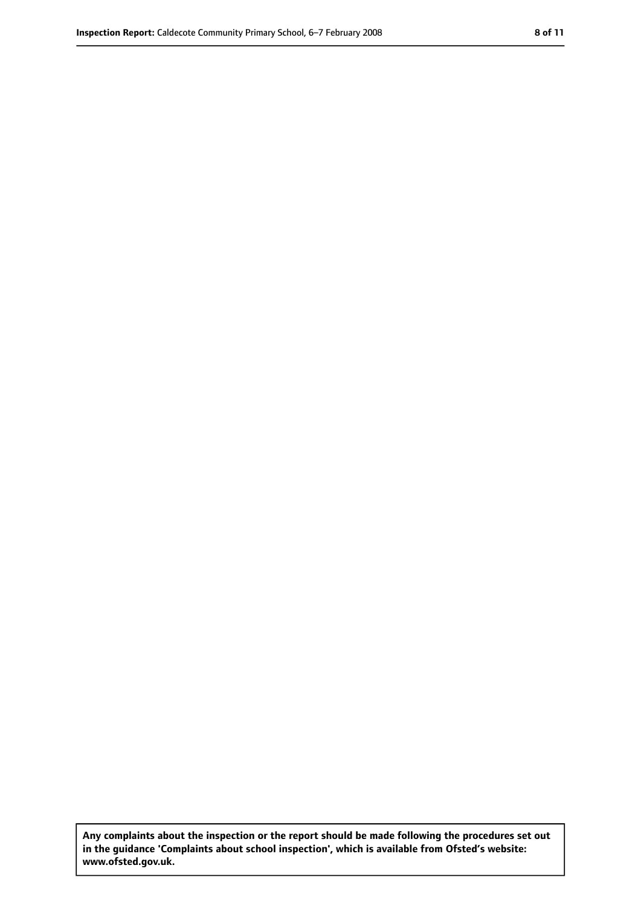**Any complaints about the inspection or the report should be made following the procedures set out in the guidance 'Complaints about school inspection', which is available from Ofsted's website: www.ofsted.gov.uk.**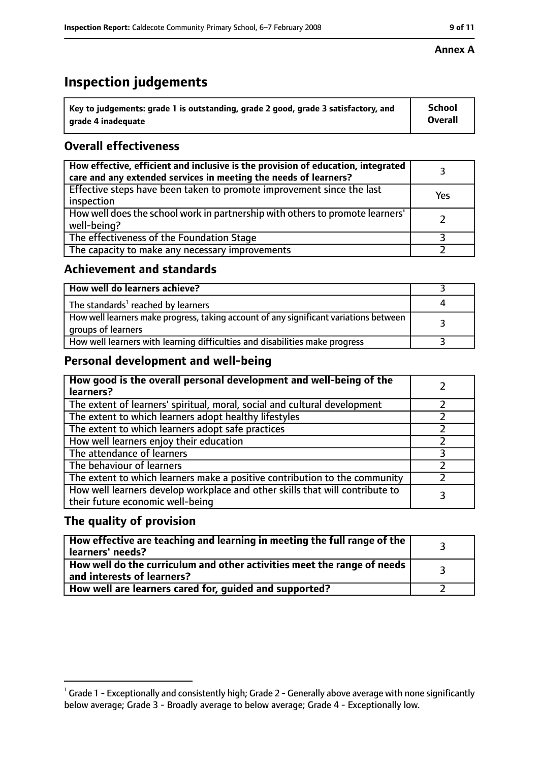**Annex A**

# Inspection judgements

| Key to judgements: grade 1 is outstanding, grade 2 good, grade 3 satisfactory, and grade 4 inadequate | School Overall |
|---|---|

## Overall effectiveness

| | |
|---|---|
| **How effective, efficient and inclusive is the provision of education, integrated care and any extended services in meeting the needs of learners?** | 3 |
| Effective steps have been taken to promote improvement since the last inspection | Yes |
| How well does the school work in partnership with others to promote learners' well-being? | 2 |
| The effectiveness of the Foundation Stage | 3 |
| The capacity to make any necessary improvements | 2 |

## Achievement and standards

| | |
|---|---|
| **How well do learners achieve?** | 3 |
| The standards[1] reached by learners | 4 |
| How well learners make progress, taking account of any significant variations between groups of learners | 3 |
| How well learners with learning difficulties and disabilities make progress | 3 |

## Personal development and well-being

| | |
|---|---|
| **How good is the overall personal development and well-being of the learners?** | 2 |
| The extent of learners' spiritual, moral, social and cultural development | 2 |
| The extent to which learners adopt healthy lifestyles | 2 |
| The extent to which learners adopt safe practices | 2 |
| How well learners enjoy their education | 2 |
| The attendance of learners | 3 |
| The behaviour of learners | 2 |
| The extent to which learners make a positive contribution to the community | 2 |
| How well learners develop workplace and other skills that will contribute to their future economic well-being | 3 |

## The quality of provision

| | |
|---|---|
| **How effective are teaching and learning in meeting the full range of the learners' needs?** | 3 |
| **How well do the curriculum and other activities meet the range of needs and interests of learners?** | 3 |
| **How well are learners cared for, guided and supported?** | 2 |

[1] Grade 1 - Exceptionally and consistently high; Grade 2 - Generally above average with none significantly below average; Grade 3 - Broadly average to below average; Grade 4 - Exceptionally low.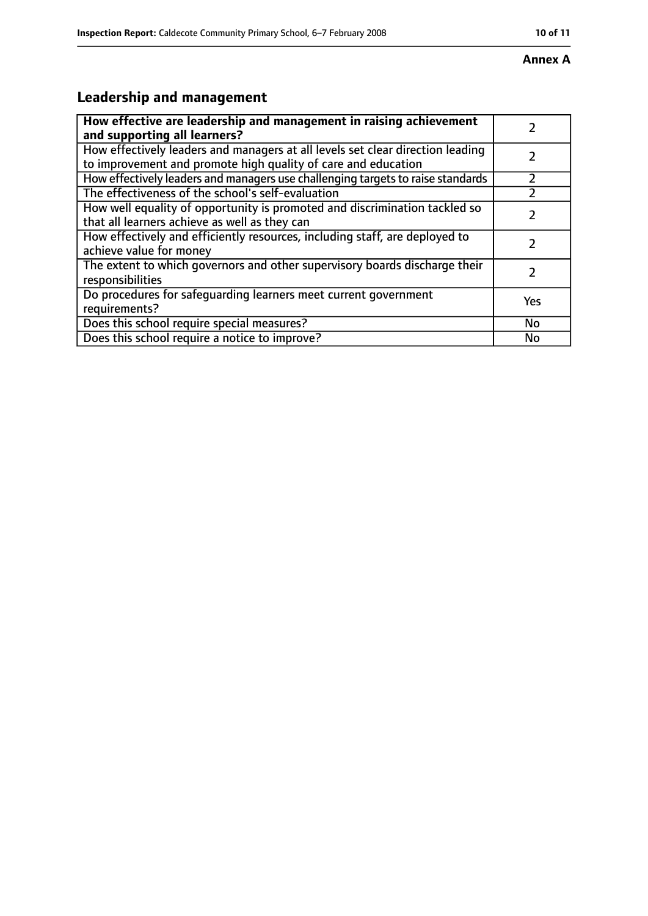**Annex A**

## Leadership and management

| How effective are leadership and management in raising achievement and supporting all learners? | 2 |
|---|---|
| How effectively leaders and managers at all levels set clear direction leading to improvement and promote high quality of care and education | 2 |
| How effectively leaders and managers use challenging targets to raise standards | 2 |
| The effectiveness of the school's self-evaluation | 2 |
| How well equality of opportunity is promoted and discrimination tackled so that all learners achieve as well as they can | 2 |
| How effectively and efficiently resources, including staff, are deployed to achieve value for money | 2 |
| The extent to which governors and other supervisory boards discharge their responsibilities | 2 |
| Do procedures for safeguarding learners meet current government requirements? | Yes |
| Does this school require special measures? | No |
| Does this school require a notice to improve? | No |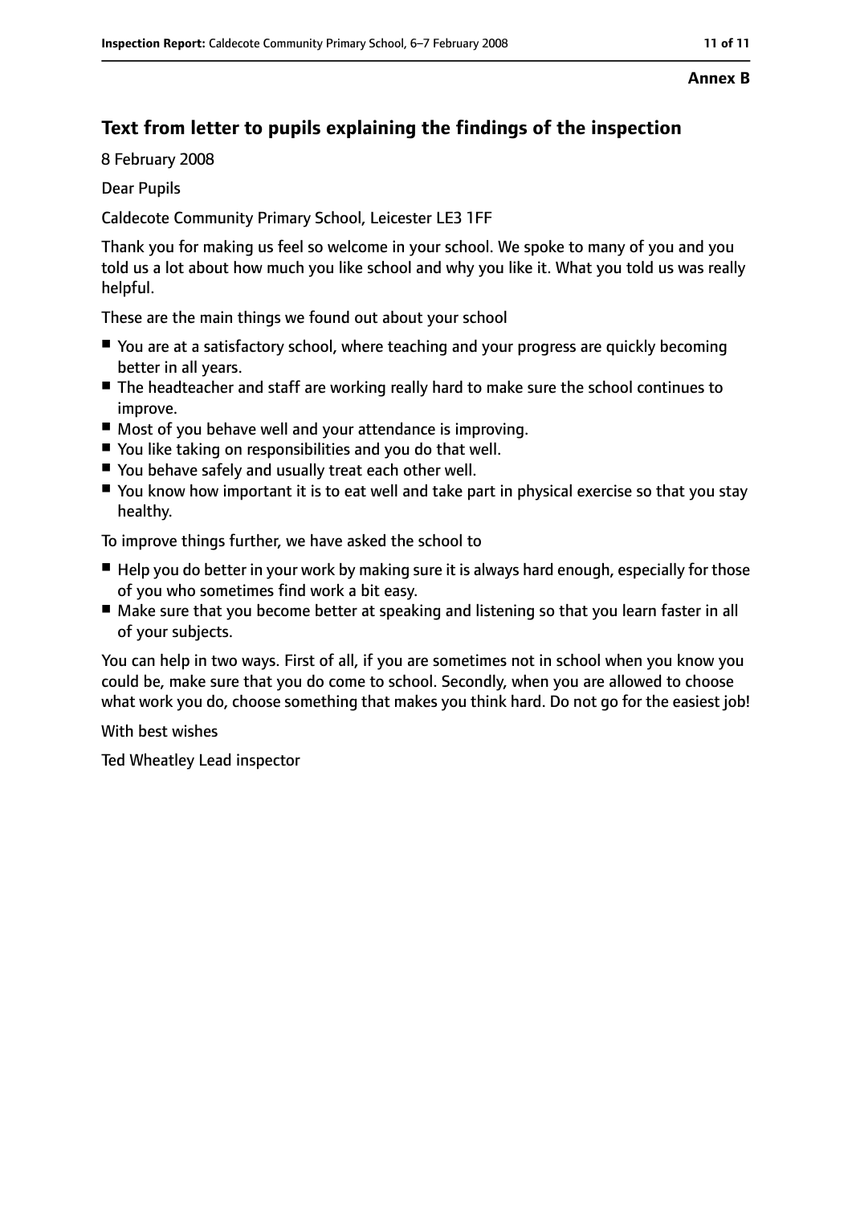**Annex B**

## Text from letter to pupils explaining the findings of the inspection

8 February 2008

Dear Pupils

Caldecote Community Primary School, Leicester LE3 1FF

Thank you for making us feel so welcome in your school. We spoke to many of you and you told us a lot about how much you like school and why you like it. What you told us was really helpful.

These are the main things we found out about your school

- You are at a satisfactory school, where teaching and your progress are quickly becoming better in all years.
- The headteacher and staff are working really hard to make sure the school continues to improve.
- Most of you behave well and your attendance is improving.
- You like taking on responsibilities and you do that well.
- You behave safely and usually treat each other well.
- You know how important it is to eat well and take part in physical exercise so that you stay healthy.

To improve things further, we have asked the school to

- Help you do better in your work by making sure it is always hard enough, especially for those of you who sometimes find work a bit easy.
- Make sure that you become better at speaking and listening so that you learn faster in all of your subjects.

You can help in two ways. First of all, if you are sometimes not in school when you know you could be, make sure that you do come to school. Secondly, when you are allowed to choose what work you do, choose something that makes you think hard. Do not go for the easiest job!

With best wishes

Ted Wheatley Lead inspector